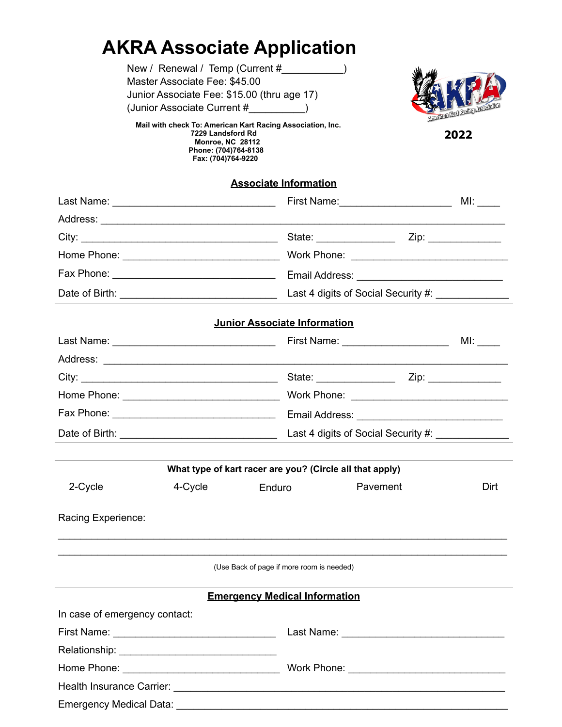# AKRA Associate Application

New / Renewal / Temp (Current #___________)
Master Associate Fee: $45.00
Junior Associate Fee: $15.00 (thru age 17)
(Junior Associate Current #__________)

**Mail with check To: American Kart Racing Association, Inc.**
**7229 Landsford Rd**
**Monroe, NC 28112**
**Phone: (704)764-8138**
**Fax: (704)764-9220**

**2022**

## Associate Information

Last Name: _____________________________ First Name:____________________ MI: ____

Address: _________________________________________________________________________

City: ___________________________________ State: ______________ Zip: _____________

Home Phone: ____________________________ Work Phone: ___________________________

Fax Phone: ______________________________ Email Address: _________________________

Date of Birth: ___________________________ Last 4 digits of Social Security #: ____________

## Junior Associate Information

Last Name: _____________________________ First Name: ___________________ MI: ____

Address: _________________________________________________________________________

City: ___________________________________ State: ______________ Zip: _____________

Home Phone: ____________________________ Work Phone: ___________________________

Fax Phone: ______________________________ Email Address: _________________________

Date of Birth: ___________________________ Last 4 digits of Social Security #: ____________

**What type of kart racer are you? (Circle all that apply)**

2-Cycle     4-Cycle     Enduro     Pavement     Dirt

Racing Experience:

_________________________________________________________________________________

_________________________________________________________________________________

(Use Back of page if more room is needed)

## Emergency Medical Information

In case of emergency contact:

First Name: _____________________________ Last Name: _____________________________

Relationship: ____________________________

Home Phone: ____________________________ Work Phone: ____________________________

Health Insurance Carrier: ___________________________________________________________

Emergency Medical Data: ___________________________________________________________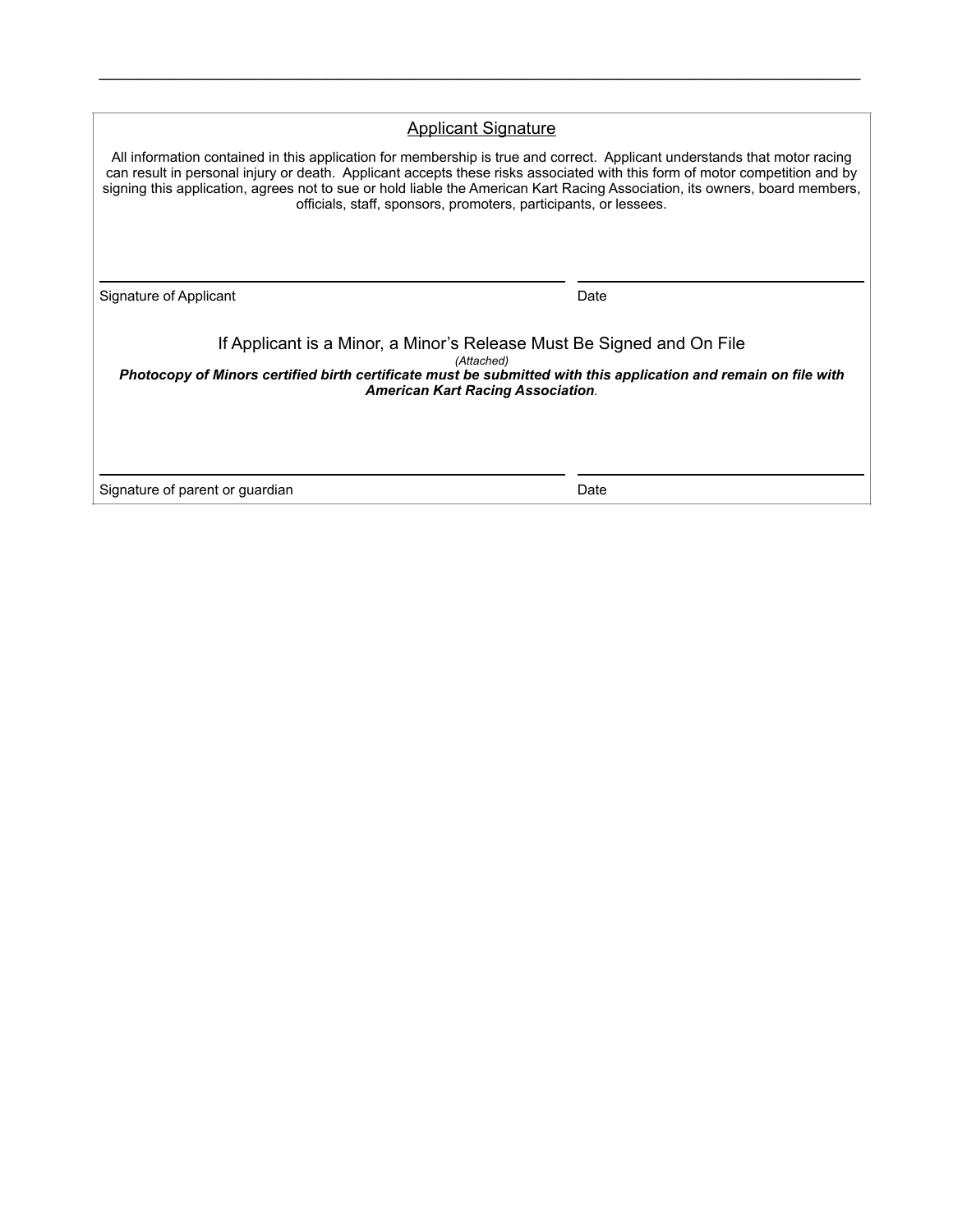## Applicant Signature

All information contained in this application for membership is true and correct. Applicant understands that motor racing can result in personal injury or death. Applicant accepts these risks associated with this form of motor competition and by signing this application, agrees not to sue or hold liable the American Kart Racing Association, its owners, board members, officials, staff, sponsors, promoters, participants, or lessees.

Signature of Applicant \_\_\_\_\_\_\_\_\_\_\_\_\_\_\_\_\_\_\_\_\_\_\_\_\_\_\_\_\_\_ Date \_\_\_\_\_\_\_\_\_\_\_\_\_\_\_\_

### If Applicant is a Minor, a Minor’s Release Must Be Signed and On File

*(Attached)*

***Photocopy of Minors certified birth certificate must be submitted with this application and remain on file with American Kart Racing Association.***

Signature of parent or guardian \_\_\_\_\_\_\_\_\_\_\_\_\_\_\_\_\_\_\_\_\_\_\_\_\_\_\_\_\_\_ Date \_\_\_\_\_\_\_\_\_\_\_\_\_\_\_\_